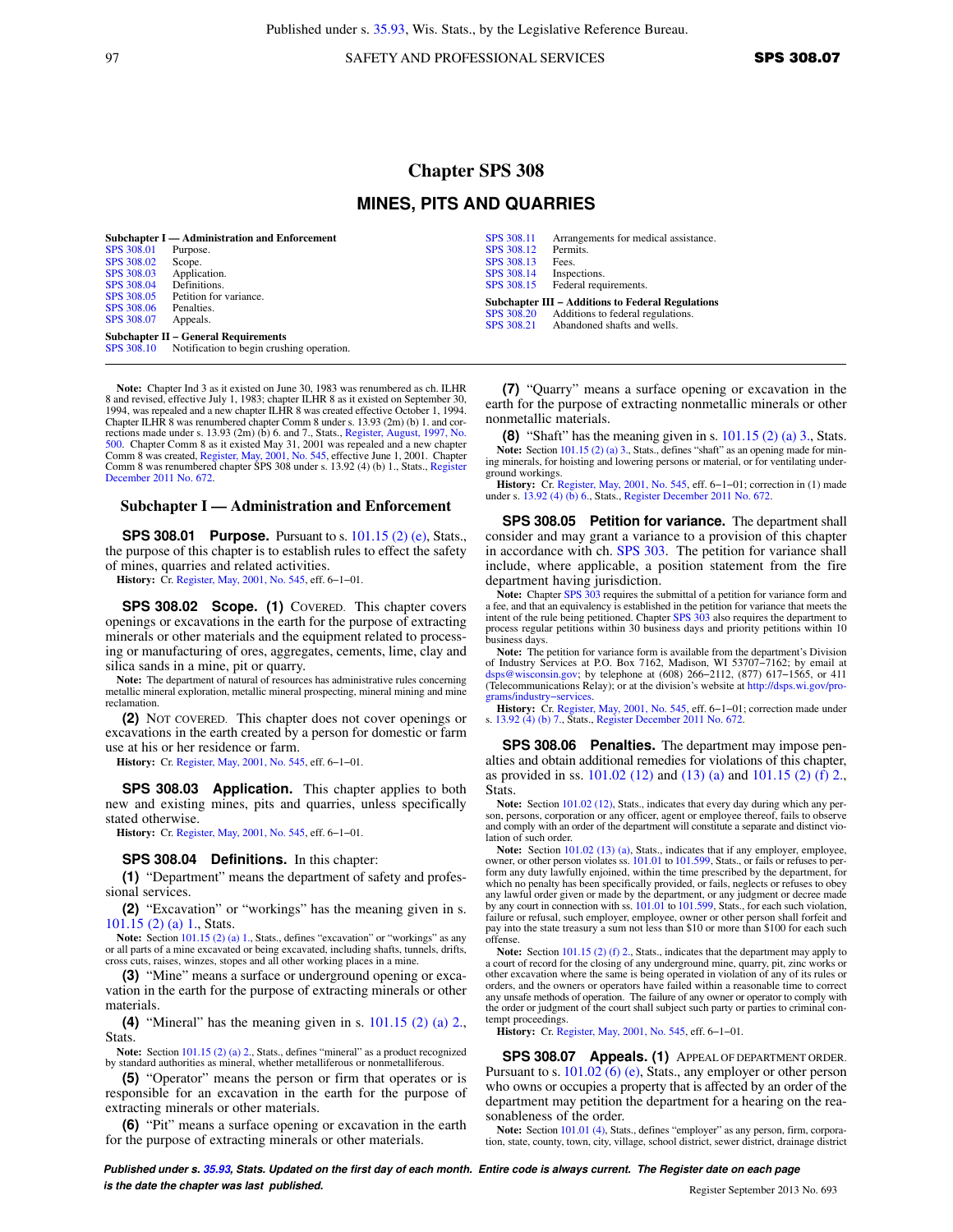# Chapter SPS 308

## MINES, PITS AND QUARRIES

**Subchapter I — Administration and Enforcement**

| | |
|---|---|
| SPS 308.01 | Purpose. |
| SPS 308.02 | Scope. |
| SPS 308.03 | Application. |
| SPS 308.04 | Definitions. |
| SPS 308.05 | Petition for variance. |
| SPS 308.06 | Penalties. |
| SPS 308.07 | Appeals. |

**Subchapter II – General Requirements**

| | |
|---|---|
| SPS 308.10 | Notification to begin crushing operation. |
| SPS 308.11 | Arrangements for medical assistance. |
| SPS 308.12 | Permits. |
| SPS 308.13 | Fees. |
| SPS 308.14 | Inspections. |
| SPS 308.15 | Federal requirements. |

**Subchapter III – Additions to Federal Regulations**

| | |
|---|---|
| SPS 308.20 | Additions to federal regulations. |
| SPS 308.21 | Abandoned shafts and wells. |

**Note:** Chapter Ind 3 as it existed on June 30, 1983 was renumbered as ch. ILHR 8 and revised, effective July 1, 1983; chapter ILHR 8 as it existed on September 30, 1994, was repealed and a new chapter ILHR 8 was created effective October 1, 1994. Chapter ILHR 8 was renumbered chapter Comm 8 under s. 13.93 (2m) (b) 1. and corrections made under s. 13.93 (2m) (b) 6. and 7., Stats., Register, August, 1997, No. 500. Chapter Comm 8 as it existed May 31, 2001 was repealed and a new chapter Comm 8 was created, Register, May, 2001, No. 545, effective June 1, 2001. Chapter Comm 8 was renumbered chapter SPS 308 under s. 13.92 (4) (b) 1., Stats., Register December 2011 No. 672.

### Subchapter I — Administration and Enforcement

**SPS 308.01 Purpose.** Pursuant to s. 101.15 (2) (e), Stats., the purpose of this chapter is to establish rules to effect the safety of mines, quarries and related activities.

**History:** Cr. Register, May, 2001, No. 545, eff. 6–1–01.

**SPS 308.02 Scope. (1)** COVERED. This chapter covers openings or excavations in the earth for the purpose of extracting minerals or other materials and the equipment related to processing or manufacturing of ores, aggregates, cements, lime, clay and silica sands in a mine, pit or quarry.

**Note:** The department of natural of resources has administrative rules concerning metallic mineral exploration, metallic mineral prospecting, mineral mining and mine reclamation.

**(2)** NOT COVERED. This chapter does not cover openings or excavations in the earth created by a person for domestic or farm use at his or her residence or farm.

**History:** Cr. Register, May, 2001, No. 545, eff. 6–1–01.

**SPS 308.03 Application.** This chapter applies to both new and existing mines, pits and quarries, unless specifically stated otherwise.

**History:** Cr. Register, May, 2001, No. 545, eff. 6–1–01.

**SPS 308.04 Definitions.** In this chapter:

**(1)** "Department" means the department of safety and professional services.

**(2)** "Excavation" or "workings" has the meaning given in s. 101.15 (2) (a) 1., Stats.

**Note:** Section 101.15 (2) (a) 1., Stats., defines "excavation" or "workings" as any or all parts of a mine excavated or being excavated, including shafts, tunnels, drifts, cross cuts, raises, winzes, stopes and all other working places in a mine.

**(3)** "Mine" means a surface or underground opening or excavation in the earth for the purpose of extracting minerals or other materials.

**(4)** "Mineral" has the meaning given in s. 101.15 (2) (a) 2., Stats.

**Note:** Section 101.15 (2) (a) 2., Stats., defines "mineral" as a product recognized by standard authorities as mineral, whether metalliferous or nonmetalliferous.

**(5)** "Operator" means the person or firm that operates or is responsible for an excavation in the earth for the purpose of extracting minerals or other materials.

**(6)** "Pit" means a surface opening or excavation in the earth for the purpose of extracting minerals or other materials.

**(7)** "Quarry" means a surface opening or excavation in the earth for the purpose of extracting nonmetallic minerals or other nonmetallic materials.

**(8)** "Shaft" has the meaning given in s. 101.15 (2) (a) 3., Stats.

**Note:** Section 101.15 (2) (a) 3., Stats., defines "shaft" as an opening made for mining minerals, for hoisting and lowering persons or material, or for ventilating underground workings.

**History:** Cr. Register, May, 2001, No. 545, eff. 6–1–01; correction in (1) made under s. 13.92 (4) (b) 6., Stats., Register December 2011 No. 672.

**SPS 308.05 Petition for variance.** The department shall consider and may grant a variance to a provision of this chapter in accordance with ch. SPS 303. The petition for variance shall include, where applicable, a position statement from the fire department having jurisdiction.

**Note:** Chapter SPS 303 requires the submittal of a petition for variance form and a fee, and that an equivalency is established in the petition for variance that meets the intent of the rule being petitioned. Chapter SPS 303 also requires the department to process regular petitions within 30 business days and priority petitions within 10 business days.

**Note:** The petition for variance form is available from the department's Division of Industry Services at P.O. Box 7162, Madison, WI 53707–7162; by email at dsps@wisconsin.gov; by telephone at (608) 266–2112, (877) 617–1565, or 411 (Telecommunications Relay); or at the division's website at http://dsps.wi.gov/programs/industry–services.

**History:** Cr. Register, May, 2001, No. 545, eff. 6–1–01; correction made under s. 13.92 (4) (b) 7., Stats., Register December 2011 No. 672.

**SPS 308.06 Penalties.** The department may impose penalties and obtain additional remedies for violations of this chapter, as provided in ss. 101.02 (12) and (13) (a) and 101.15 (2) (f) 2., Stats.

**Note:** Section 101.02 (12), Stats., indicates that every day during which any person, persons, corporation or any officer, agent or employee thereof, fails to observe and comply with an order of the department will constitute a separate and distinct violation of such order.

**Note:** Section 101.02 (13) (a), Stats., indicates that if any employer, employee, owner, or other person violates ss. 101.01 to 101.599, Stats., or fails or refuses to perform any duty lawfully enjoined, within the time prescribed by the department, for which no penalty has been specifically provided, or fails, neglects or refuses to obey any lawful order given or made by the department, or any judgment or decree made by any court in connection with ss. 101.01 to 101.599, Stats., for each such violation, failure or refusal, such employer, employee, owner or other person shall forfeit and pay into the state treasury a sum not less than $10 or more than $100 for each such offense.

**Note:** Section 101.15 (2) (f) 2., Stats., indicates that the department may apply to a court of record for the closing of any underground mine, quarry, pit, zinc works or other excavation where the same is being operated in violation of any of its rules or orders, and the owners or operators have failed within a reasonable time to correct any unsafe methods of operation. The failure of any owner or operator to comply with the order or judgment of the court shall subject such party or parties to criminal contempt proceedings.

**History:** Cr. Register, May, 2001, No. 545, eff. 6–1–01.

**SPS 308.07 Appeals. (1)** APPEAL OF DEPARTMENT ORDER. Pursuant to s. 101.02 (6) (e), Stats., any employer or other person who owns or occupies a property that is affected by an order of the department may petition the department for a hearing on the reasonableness of the order.

**Note:** Section 101.01 (4), Stats., defines "employer" as any person, firm, corporation, state, county, town, city, village, school district, sewer district, drainage district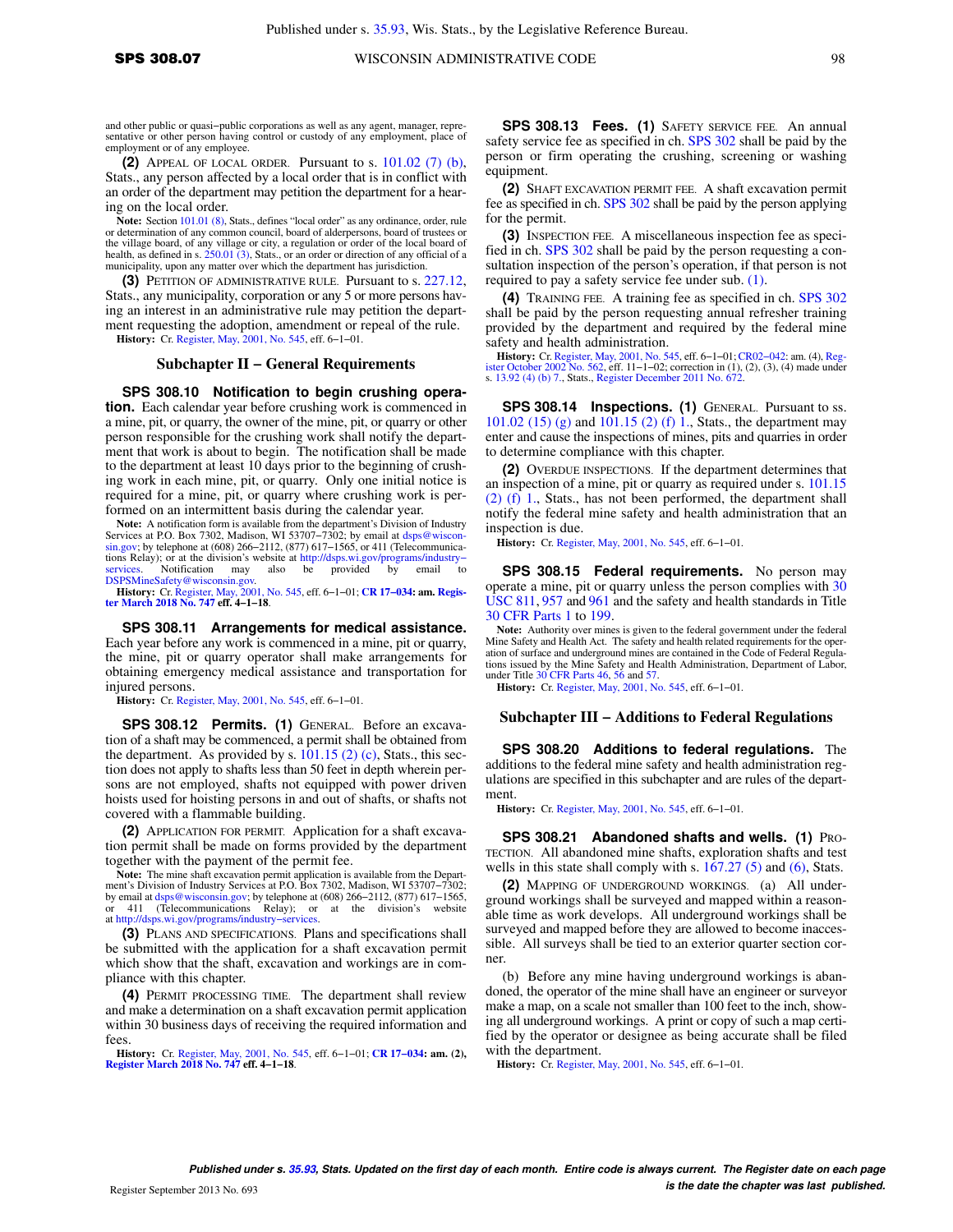and other public or quasi-public corporations as well as any agent, manager, representative or other person having control or custody of any employment, place of employment or of any employee.

**(2)** APPEAL OF LOCAL ORDER. Pursuant to s. 101.02 (7) (b), Stats., any person affected by a local order that is in conflict with an order of the department may petition the department for a hearing on the local order.

**Note:** Section 101.01 (8), Stats., defines "local order" as any ordinance, order, rule or determination of any common council, board of alderpersons, board of trustees or the village board, of any village or city, a regulation or order of the local board of health, as defined in s. 250.01 (3), Stats., or an order or direction of any official of a municipality, upon any matter over which the department has jurisdiction.

**(3)** PETITION OF ADMINISTRATIVE RULE. Pursuant to s. 227.12, Stats., any municipality, corporation or any 5 or more persons having an interest in an administrative rule may petition the department requesting the adoption, amendment or repeal of the rule.

**History:** Cr. Register, May, 2001, No. 545, eff. 6-1-01.

## Subchapter II – General Requirements

**SPS 308.10 Notification to begin crushing operation.** Each calendar year before crushing work is commenced in a mine, pit, or quarry, the owner of the mine, pit, or quarry or other person responsible for the crushing work shall notify the department that work is about to begin. The notification shall be made to the department at least 10 days prior to the beginning of crushing work in each mine, pit, or quarry. Only one initial notice is required for a mine, pit, or quarry where crushing work is performed on an intermittent basis during the calendar year.

**Note:** A notification form is available from the department's Division of Industry Services at P.O. Box 7302, Madison, WI 53707-7302; by email at dsps@wisconsin.gov; by telephone at (608) 266-2112, (877) 617-1565, or 411 (Telecommunications Relay); or at the division's website at http://dsps.wi.gov/programs/industry-services. Notification may also be provided by email to DSPSMineSafety@wisconsin.gov.

**History:** Cr. Register, May, 2001, No. 545, eff. 6-1-01; **CR 17-034: am. Register March 2018 No. 747 eff. 4-1-18.**

**SPS 308.11 Arrangements for medical assistance.** Each year before any work is commenced in a mine, pit or quarry, the mine, pit or quarry operator shall make arrangements for obtaining emergency medical assistance and transportation for injured persons.

**History:** Cr. Register, May, 2001, No. 545, eff. 6-1-01.

**SPS 308.12 Permits. (1)** GENERAL. Before an excavation of a shaft may be commenced, a permit shall be obtained from the department. As provided by s. 101.15 (2) (c), Stats., this section does not apply to shafts less than 50 feet in depth wherein persons are not employed, shafts not equipped with power driven hoists used for hoisting persons in and out of shafts, or shafts not covered with a flammable building.

**(2)** APPLICATION FOR PERMIT. Application for a shaft excavation permit shall be made on forms provided by the department together with the payment of the permit fee.

**Note:** The mine shaft excavation permit application is available from the Department's Division of Industry Services at P.O. Box 7302, Madison, WI 53707-7302; by email at dsps@wisconsin.gov; by telephone at (608) 266-2112, (877) 617-1565, or 411 (Telecommunications Relay); or at the division's website at http://dsps.wi.gov/programs/industry-services.

**(3)** PLANS AND SPECIFICATIONS. Plans and specifications shall be submitted with the application for a shaft excavation permit which show that the shaft, excavation and workings are in compliance with this chapter.

**(4)** PERMIT PROCESSING TIME. The department shall review and make a determination on a shaft excavation permit application within 30 business days of receiving the required information and fees.

**History:** Cr. Register, May, 2001, No. 545, eff. 6-1-01; **CR 17-034: am. (2), Register March 2018 No. 747 eff. 4-1-18.**

**SPS 308.13 Fees. (1)** SAFETY SERVICE FEE. An annual safety service fee as specified in ch. SPS 302 shall be paid by the person or firm operating the crushing, screening or washing equipment.

**(2)** SHAFT EXCAVATION PERMIT FEE. A shaft excavation permit fee as specified in ch. SPS 302 shall be paid by the person applying for the permit.

**(3)** INSPECTION FEE. A miscellaneous inspection fee as specified in ch. SPS 302 shall be paid by the person requesting a consultation inspection of the person's operation, if that person is not required to pay a safety service fee under sub. (1).

**(4)** TRAINING FEE. A training fee as specified in ch. SPS 302 shall be paid by the person requesting annual refresher training provided by the department and required by the federal mine safety and health administration.

**History:** Cr. Register, May, 2001, No. 545, eff. 6-1-01; CR02-042: am. (4), Register October 2002 No. 562, eff. 11-1-02; correction in (1), (2), (3), (4) made under s. 13.92 (4) (b) 7., Stats., Register December 2011 No. 672.

**SPS 308.14 Inspections. (1)** GENERAL. Pursuant to ss. 101.02 (15) (g) and 101.15 (2) (f) 1., Stats., the department may enter and cause the inspections of mines, pits and quarries in order to determine compliance with this chapter.

**(2)** OVERDUE INSPECTIONS. If the department determines that an inspection of a mine, pit or quarry as required under s. 101.15 (2) (f) 1., Stats., has not been performed, the department shall notify the federal mine safety and health administration that an inspection is due.

**History:** Cr. Register, May, 2001, No. 545, eff. 6-1-01.

**SPS 308.15 Federal requirements.** No person may operate a mine, pit or quarry unless the person complies with 30 USC 811, 957 and 961 and the safety and health standards in Title 30 CFR Parts 1 to 199.

**Note:** Authority over mines is given to the federal government under the federal Mine Safety and Health Act. The safety and health related requirements for the operation of surface and underground mines are contained in the Code of Federal Regulations issued by the Mine Safety and Health Administration, Department of Labor, under Title 30 CFR Parts 46, 56 and 57.

**History:** Cr. Register, May, 2001, No. 545, eff. 6-1-01.

## Subchapter III – Additions to Federal Regulations

**SPS 308.20 Additions to federal regulations.** The additions to the federal mine safety and health administration regulations are specified in this subchapter and are rules of the department.

**History:** Cr. Register, May, 2001, No. 545, eff. 6-1-01.

**SPS 308.21 Abandoned shafts and wells. (1)** PROTECTION. All abandoned mine shafts, exploration shafts and test wells in this state shall comply with s. 167.27 (5) and (6), Stats.

**(2)** MAPPING OF UNDERGROUND WORKINGS. (a) All underground workings shall be surveyed and mapped within a reasonable time as work develops. All underground workings shall be surveyed and mapped before they are allowed to become inaccessible. All surveys shall be tied to an exterior quarter section corner.

(b) Before any mine having underground workings is abandoned, the operator of the mine shall have an engineer or surveyor make a map, on a scale not smaller than 100 feet to the inch, showing all underground workings. A print or copy of such a map certified by the operator or designee as being accurate shall be filed with the department.

**History:** Cr. Register, May, 2001, No. 545, eff. 6-1-01.